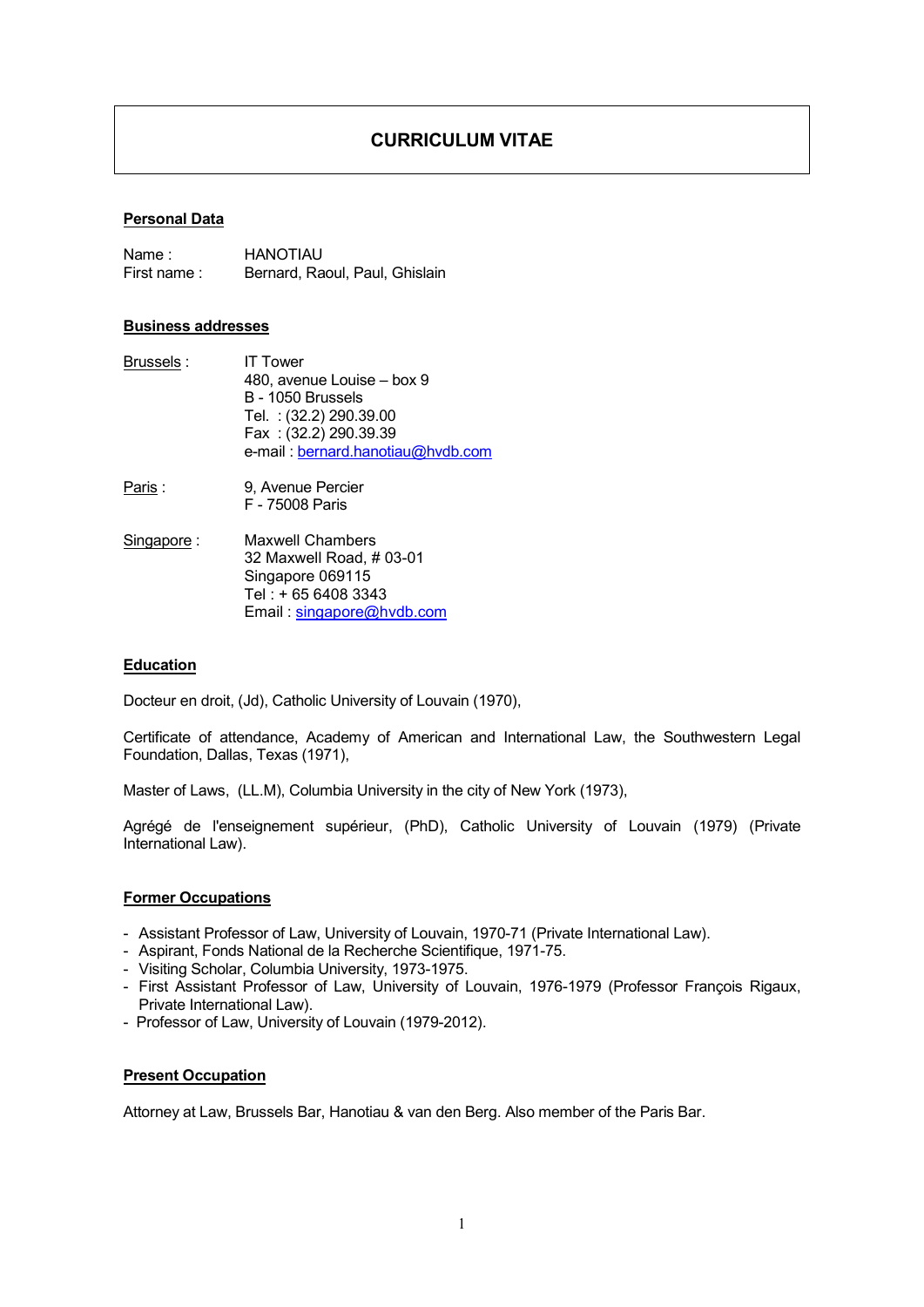# CURRICULUM VITAE

**Personal Data**

Name : HANOTIAU
First name : Bernard, Raoul, Paul, Ghislain

**Business addresses**

Brussels : IT Tower
480, avenue Louise – box 9
B - 1050 Brussels
Tel. : (32.2) 290.39.00
Fax : (32.2) 290.39.39
e-mail : bernard.hanotiau@hvdb.com

Paris : 9, Avenue Percier
F - 75008 Paris

Singapore : Maxwell Chambers
32 Maxwell Road, # 03-01
Singapore 069115
Tel : + 65 6408 3343
Email : singapore@hvdb.com

**Education**

Docteur en droit, (Jd), Catholic University of Louvain (1970),

Certificate of attendance, Academy of American and International Law, the Southwestern Legal Foundation, Dallas, Texas (1971),

Master of Laws, (LL.M), Columbia University in the city of New York (1973),

Agrégé de l'enseignement supérieur, (PhD), Catholic University of Louvain (1979) (Private International Law).

**Former Occupations**

- Assistant Professor of Law, University of Louvain, 1970-71 (Private International Law).
- Aspirant, Fonds National de la Recherche Scientifique, 1971-75.
- Visiting Scholar, Columbia University, 1973-1975.
- First Assistant Professor of Law, University of Louvain, 1976-1979 (Professor François Rigaux, Private International Law).
- Professor of Law, University of Louvain (1979-2012).

**Present Occupation**

Attorney at Law, Brussels Bar, Hanotiau & van den Berg. Also member of the Paris Bar.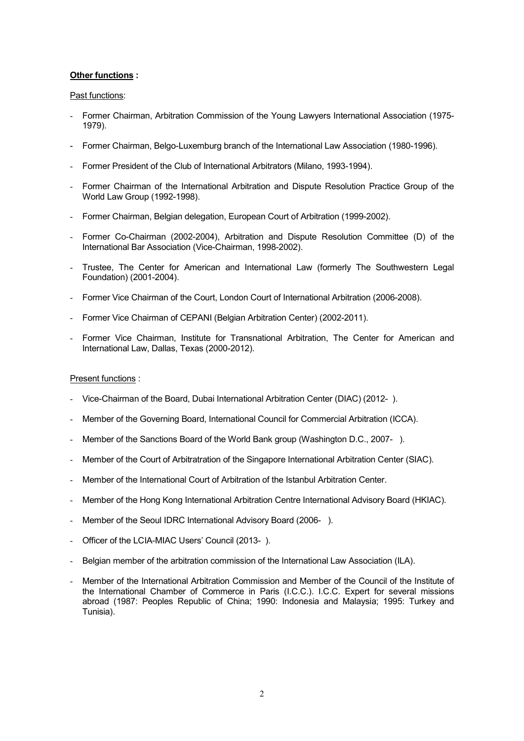**<u>Other functions</u> :**

<u>Past functions</u>:

- Former Chairman, Arbitration Commission of the Young Lawyers International Association (1975-1979).
- Former Chairman, Belgo-Luxemburg branch of the International Law Association (1980-1996).
- Former President of the Club of International Arbitrators (Milano, 1993-1994).
- Former Chairman of the International Arbitration and Dispute Resolution Practice Group of the World Law Group (1992-1998).
- Former Chairman, Belgian delegation, European Court of Arbitration (1999-2002).
- Former Co-Chairman (2002-2004), Arbitration and Dispute Resolution Committee (D) of the International Bar Association (Vice-Chairman, 1998-2002).
- Trustee, The Center for American and International Law (formerly The Southwestern Legal Foundation) (2001-2004).
- Former Vice Chairman of the Court, London Court of International Arbitration (2006-2008).
- Former Vice Chairman of CEPANI (Belgian Arbitration Center) (2002-2011).
- Former Vice Chairman, Institute for Transnational Arbitration, The Center for American and International Law, Dallas, Texas (2000-2012).

<u>Present functions</u> :

- Vice-Chairman of the Board, Dubai International Arbitration Center (DIAC) (2012- ).
- Member of the Governing Board, International Council for Commercial Arbitration (ICCA).
- Member of the Sanctions Board of the World Bank group (Washington D.C., 2007- ).
- Member of the Court of Arbitratration of the Singapore International Arbitration Center (SIAC).
- Member of the International Court of Arbitration of the Istanbul Arbitration Center.
- Member of the Hong Kong International Arbitration Centre International Advisory Board (HKIAC).
- Member of the Seoul IDRC International Advisory Board (2006- ).
- Officer of the LCIA-MIAC Users' Council (2013- ).
- Belgian member of the arbitration commission of the International Law Association (ILA).
- Member of the International Arbitration Commission and Member of the Council of the Institute of the International Chamber of Commerce in Paris (I.C.C.). I.C.C. Expert for several missions abroad (1987: Peoples Republic of China; 1990: Indonesia and Malaysia; 1995: Turkey and Tunisia).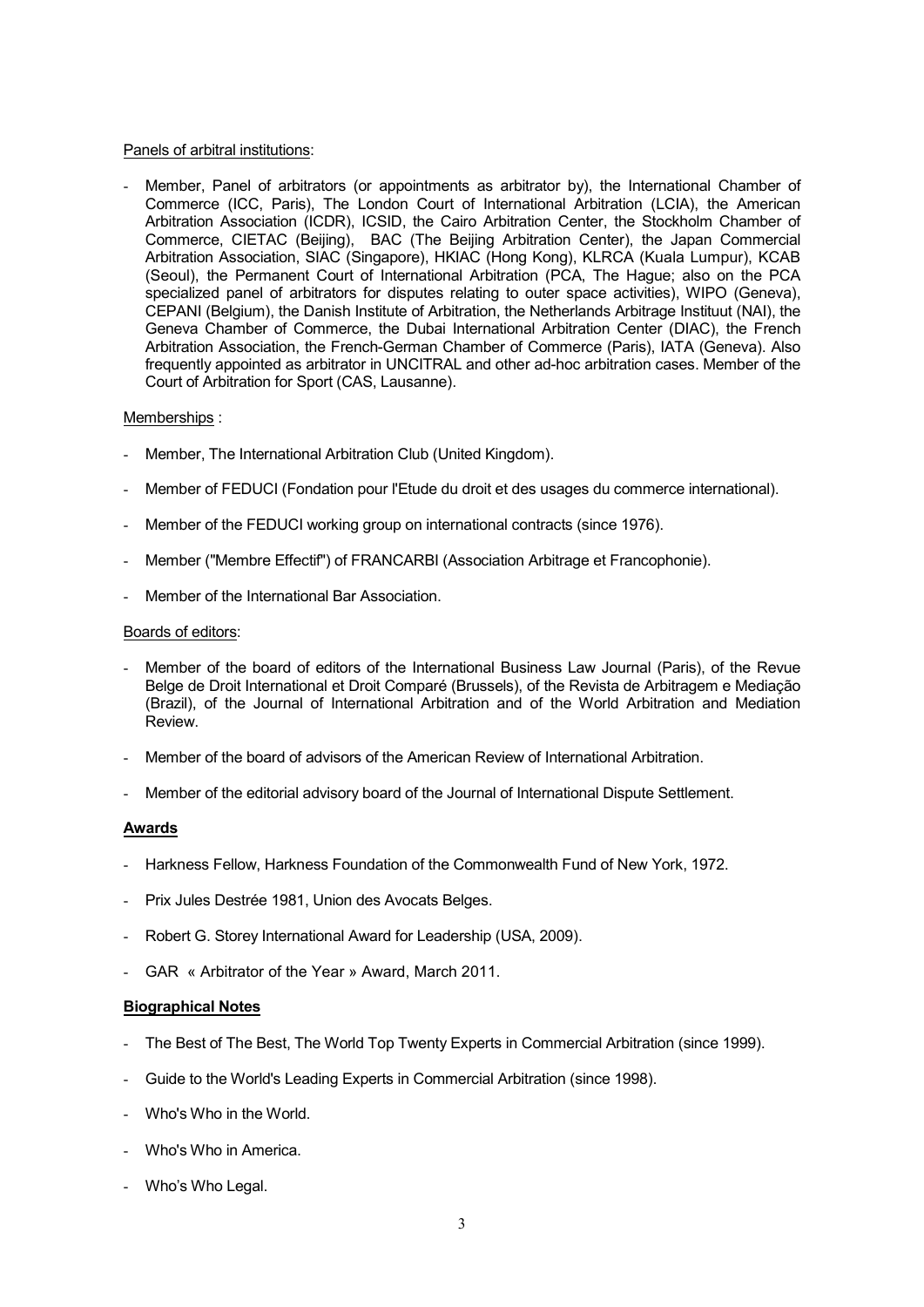<u>Panels of arbitral institutions</u>:

- Member, Panel of arbitrators (or appointments as arbitrator by), the International Chamber of Commerce (ICC, Paris), The London Court of International Arbitration (LCIA), the American Arbitration Association (ICDR), ICSID, the Cairo Arbitration Center, the Stockholm Chamber of Commerce, CIETAC (Beijing), BAC (The Beijing Arbitration Center), the Japan Commercial Arbitration Association, SIAC (Singapore), HKIAC (Hong Kong), KLRCA (Kuala Lumpur), KCAB (Seoul), the Permanent Court of International Arbitration (PCA, The Hague; also on the PCA specialized panel of arbitrators for disputes relating to outer space activities), WIPO (Geneva), CEPANI (Belgium), the Danish Institute of Arbitration, the Netherlands Arbitrage Instituut (NAI), the Geneva Chamber of Commerce, the Dubai International Arbitration Center (DIAC), the French Arbitration Association, the French-German Chamber of Commerce (Paris), IATA (Geneva). Also frequently appointed as arbitrator in UNCITRAL and other ad-hoc arbitration cases. Member of the Court of Arbitration for Sport (CAS, Lausanne).

<u>Memberships</u> :

- Member, The International Arbitration Club (United Kingdom).
- Member of FEDUCI (Fondation pour l'Etude du droit et des usages du commerce international).
- Member of the FEDUCI working group on international contracts (since 1976).
- Member ("Membre Effectif") of FRANCARBI (Association Arbitrage et Francophonie).
- Member of the International Bar Association.

<u>Boards of editors</u>:

- Member of the board of editors of the International Business Law Journal (Paris), of the Revue Belge de Droit International et Droit Comparé (Brussels), of the Revista de Arbitragem e Mediação (Brazil), of the Journal of International Arbitration and of the World Arbitration and Mediation Review.
- Member of the board of advisors of the American Review of International Arbitration.
- Member of the editorial advisory board of the Journal of International Dispute Settlement.

## Awards

- Harkness Fellow, Harkness Foundation of the Commonwealth Fund of New York, 1972.
- Prix Jules Destrée 1981, Union des Avocats Belges.
- Robert G. Storey International Award for Leadership (USA, 2009).
- GAR « Arbitrator of the Year » Award, March 2011.

## Biographical Notes

- The Best of The Best, The World Top Twenty Experts in Commercial Arbitration (since 1999).
- Guide to the World's Leading Experts in Commercial Arbitration (since 1998).
- Who's Who in the World.
- Who's Who in America.
- Who's Who Legal.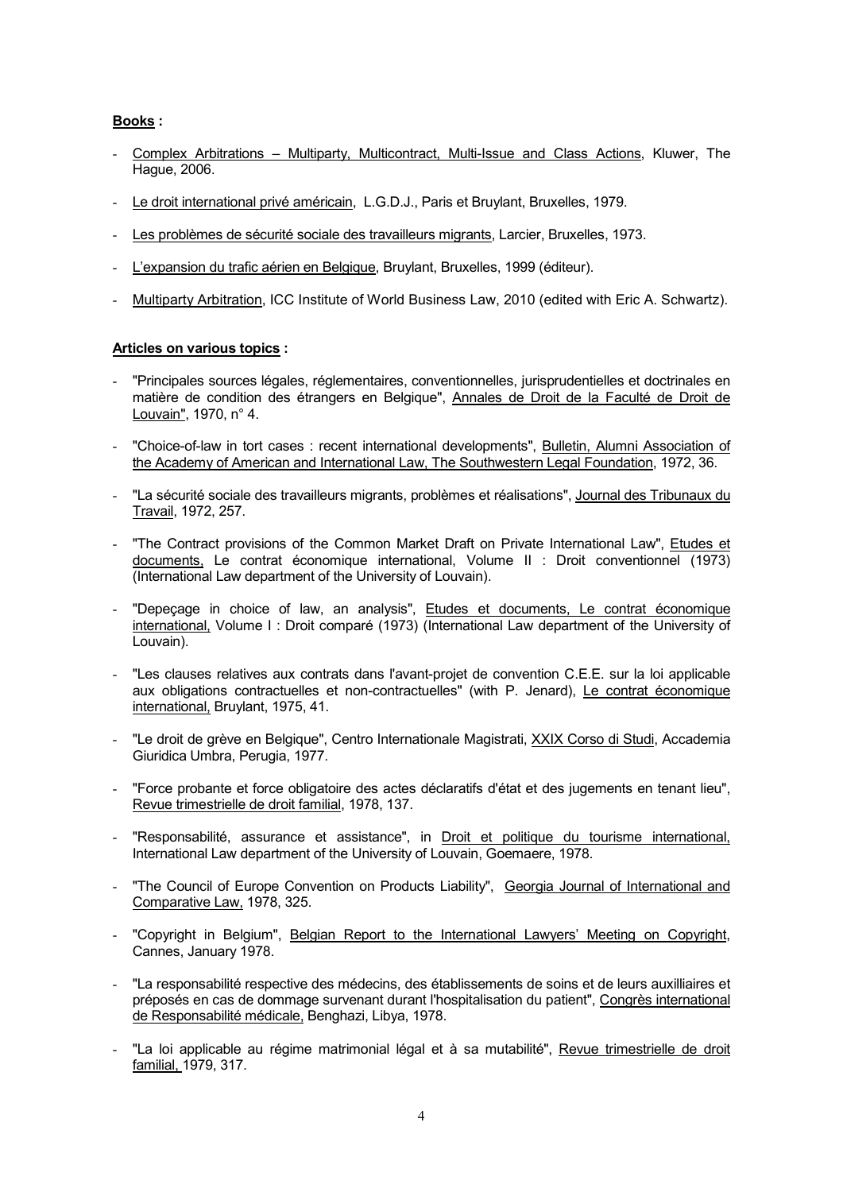**Books :**

- Complex Arbitrations – Multiparty, Multicontract, Multi-Issue and Class Actions, Kluwer, The Hague, 2006.

- Le droit international privé américain, L.G.D.J., Paris et Bruylant, Bruxelles, 1979.

- Les problèmes de sécurité sociale des travailleurs migrants, Larcier, Bruxelles, 1973.

- L'expansion du trafic aérien en Belgique, Bruylant, Bruxelles, 1999 (éditeur).

- Multiparty Arbitration, ICC Institute of World Business Law, 2010 (edited with Eric A. Schwartz).

**Articles on various topics :**

- "Principales sources légales, réglementaires, conventionnelles, jurisprudentielles et doctrinales en matière de condition des étrangers en Belgique", Annales de Droit de la Faculté de Droit de Louvain", 1970, n° 4.

- "Choice-of-law in tort cases : recent international developments", Bulletin, Alumni Association of the Academy of American and International Law, The Southwestern Legal Foundation, 1972, 36.

- "La sécurité sociale des travailleurs migrants, problèmes et réalisations", Journal des Tribunaux du Travail, 1972, 257.

- "The Contract provisions of the Common Market Draft on Private International Law", Etudes et documents, Le contrat économique international, Volume II : Droit conventionnel (1973) (International Law department of the University of Louvain).

- "Depeçage in choice of law, an analysis", Etudes et documents, Le contrat économique international, Volume I : Droit comparé (1973) (International Law department of the University of Louvain).

- "Les clauses relatives aux contrats dans l'avant-projet de convention C.E.E. sur la loi applicable aux obligations contractuelles et non-contractuelles" (with P. Jenard), Le contrat économique international, Bruylant, 1975, 41.

- "Le droit de grève en Belgique", Centro Internationale Magistrati, XXIX Corso di Studi, Accademia Giuridica Umbra, Perugia, 1977.

- "Force probante et force obligatoire des actes déclaratifs d'état et des jugements en tenant lieu", Revue trimestrielle de droit familial, 1978, 137.

- "Responsabilité, assurance et assistance", in Droit et politique du tourisme international, International Law department of the University of Louvain, Goemaere, 1978.

- "The Council of Europe Convention on Products Liability", Georgia Journal of International and Comparative Law, 1978, 325.

- "Copyright in Belgium", Belgian Report to the International Lawyers' Meeting on Copyright, Cannes, January 1978.

- "La responsabilité respective des médecins, des établissements de soins et de leurs auxilliaires et préposés en cas de dommage survenant durant l'hospitalisation du patient", Congrès international de Responsabilité médicale, Benghazi, Libya, 1978.

- "La loi applicable au régime matrimonial légal et à sa mutabilité", Revue trimestrielle de droit familial, 1979, 317.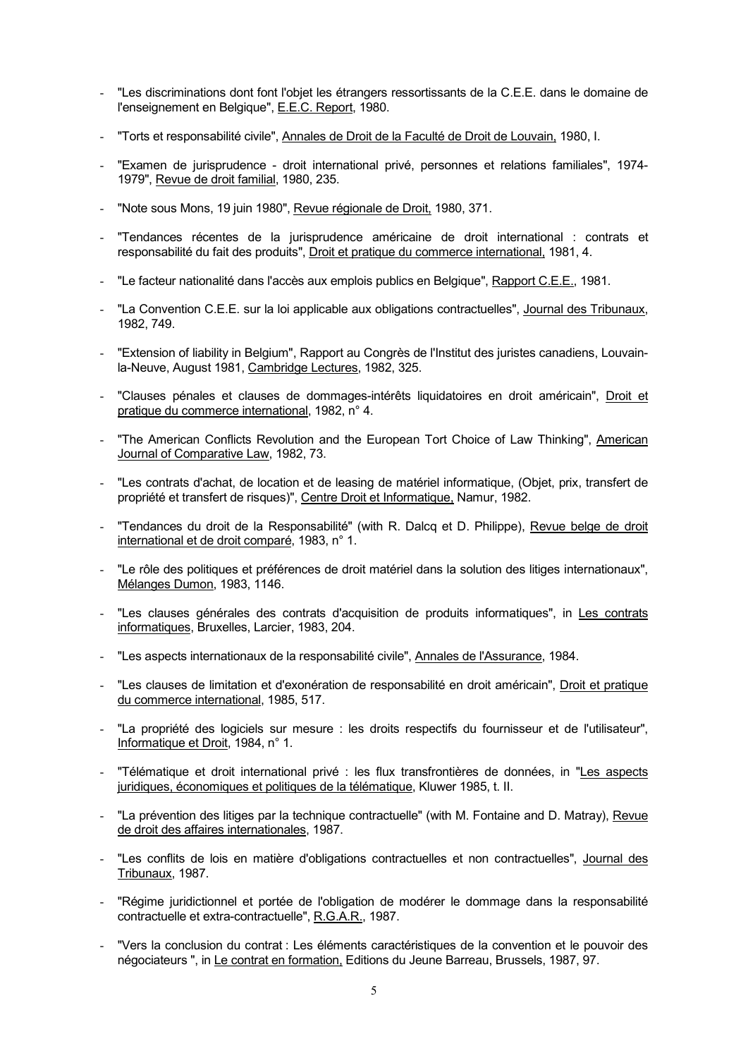- "Les discriminations dont font l'objet les étrangers ressortissants de la C.E.E. dans le domaine de l'enseignement en Belgique", E.E.C. Report, 1980.

- "Torts et responsabilité civile", Annales de Droit de la Faculté de Droit de Louvain, 1980, I.

- "Examen de jurisprudence - droit international privé, personnes et relations familiales", 1974-1979", Revue de droit familial, 1980, 235.

- "Note sous Mons, 19 juin 1980", Revue régionale de Droit, 1980, 371.

- "Tendances récentes de la jurisprudence américaine de droit international : contrats et responsabilité du fait des produits", Droit et pratique du commerce international, 1981, 4.

- "Le facteur nationalité dans l'accès aux emplois publics en Belgique", Rapport C.E.E., 1981.

- "La Convention C.E.E. sur la loi applicable aux obligations contractuelles", Journal des Tribunaux, 1982, 749.

- "Extension of liability in Belgium", Rapport au Congrès de l'Institut des juristes canadiens, Louvain-la-Neuve, August 1981, Cambridge Lectures, 1982, 325.

- "Clauses pénales et clauses de dommages-intérêts liquidatoires en droit américain", Droit et pratique du commerce international, 1982, n° 4.

- "The American Conflicts Revolution and the European Tort Choice of Law Thinking", American Journal of Comparative Law, 1982, 73.

- "Les contrats d'achat, de location et de leasing de matériel informatique, (Objet, prix, transfert de propriété et transfert de risques)", Centre Droit et Informatique, Namur, 1982.

- "Tendances du droit de la Responsabilité" (with R. Dalcq et D. Philippe), Revue belge de droit international et de droit comparé, 1983, n° 1.

- "Le rôle des politiques et préférences de droit matériel dans la solution des litiges internationaux", Mélanges Dumon, 1983, 1146.

- "Les clauses générales des contrats d'acquisition de produits informatiques", in Les contrats informatiques, Bruxelles, Larcier, 1983, 204.

- "Les aspects internationaux de la responsabilité civile", Annales de l'Assurance, 1984.

- "Les clauses de limitation et d'exonération de responsabilité en droit américain", Droit et pratique du commerce international, 1985, 517.

- "La propriété des logiciels sur mesure : les droits respectifs du fournisseur et de l'utilisateur", Informatique et Droit, 1984, n° 1.

- "Télématique et droit international privé : les flux transfrontières de données, in "Les aspects juridiques, économiques et politiques de la télématique, Kluwer 1985, t. II.

- "La prévention des litiges par la technique contractuelle" (with M. Fontaine and D. Matray), Revue de droit des affaires internationales, 1987.

- "Les conflits de lois en matière d'obligations contractuelles et non contractuelles", Journal des Tribunaux, 1987.

- "Régime juridictionnel et portée de l'obligation de modérer le dommage dans la responsabilité contractuelle et extra-contractuelle", R.G.A.R., 1987.

- "Vers la conclusion du contrat : Les éléments caractéristiques de la convention et le pouvoir des négociateurs ", in Le contrat en formation, Editions du Jeune Barreau, Brussels, 1987, 97.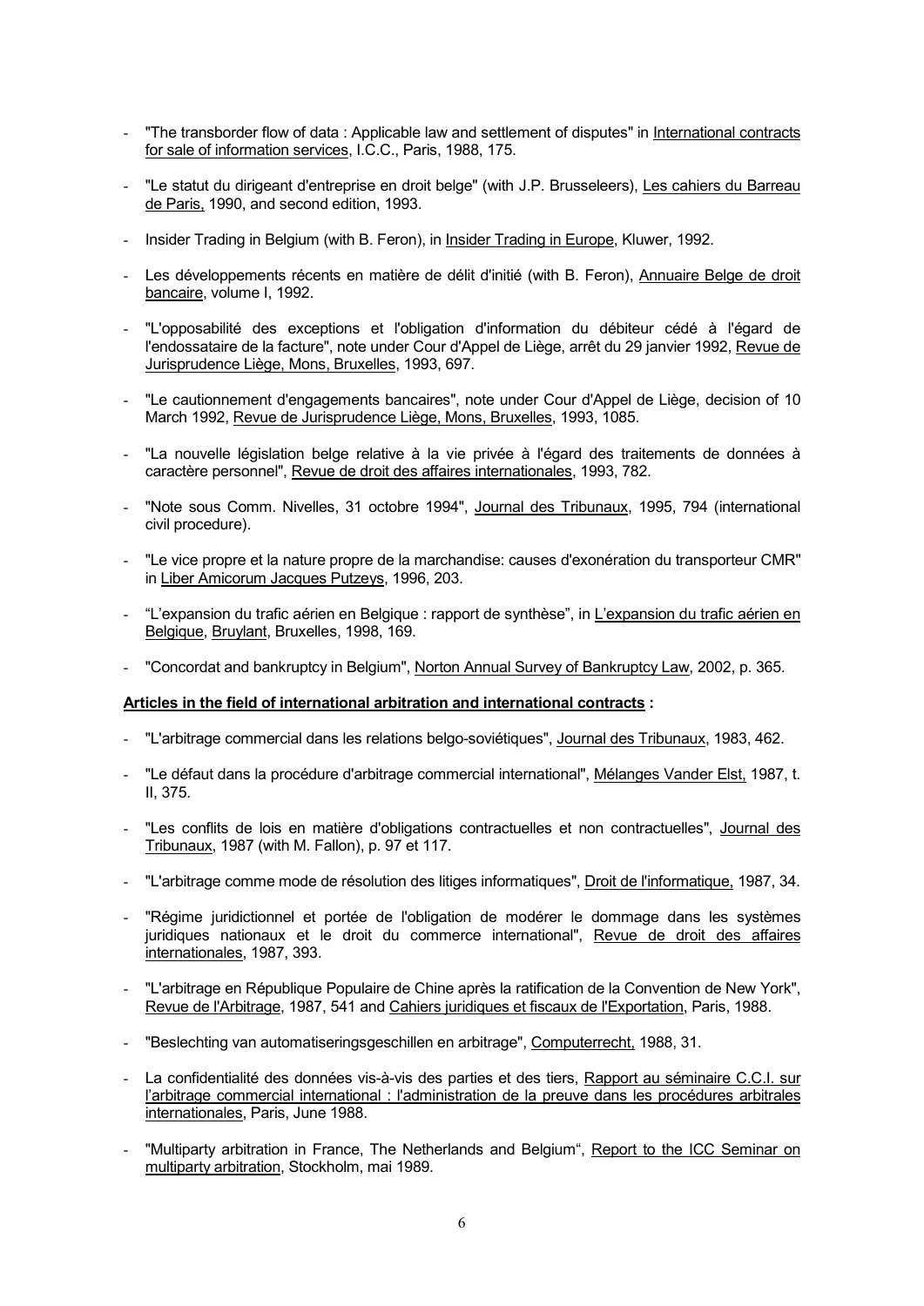- "The transborder flow of data : Applicable law and settlement of disputes" in International contracts for sale of information services, I.C.C., Paris, 1988, 175.

- "Le statut du dirigeant d'entreprise en droit belge" (with J.P. Brusseleers), Les cahiers du Barreau de Paris, 1990, and second edition, 1993.

- Insider Trading in Belgium (with B. Feron), in Insider Trading in Europe, Kluwer, 1992.

- Les développements récents en matière de délit d'initié (with B. Feron), Annuaire Belge de droit bancaire, volume I, 1992.

- "L'opposabilité des exceptions et l'obligation d'information du débiteur cédé à l'égard de l'endossataire de la facture", note under Cour d'Appel de Liège, arrêt du 29 janvier 1992, Revue de Jurisprudence Liège, Mons, Bruxelles, 1993, 697.

- "Le cautionnement d'engagements bancaires", note under Cour d'Appel de Liège, decision of 10 March 1992, Revue de Jurisprudence Liège, Mons, Bruxelles, 1993, 1085.

- "La nouvelle législation belge relative à la vie privée à l'égard des traitements de données à caractère personnel", Revue de droit des affaires internationales, 1993, 782.

- "Note sous Comm. Nivelles, 31 octobre 1994", Journal des Tribunaux, 1995, 794 (international civil procedure).

- "Le vice propre et la nature propre de la marchandise: causes d'exonération du transporteur CMR" in Liber Amicorum Jacques Putzeys, 1996, 203.

- "L'expansion du trafic aérien en Belgique : rapport de synthèse", in L'expansion du trafic aérien en Belgique, Bruylant, Bruxelles, 1998, 169.

- "Concordat and bankruptcy in Belgium", Norton Annual Survey of Bankruptcy Law, 2002, p. 365.

**Articles in the field of international arbitration and international contracts :**

- "L'arbitrage commercial dans les relations belgo-soviétiques", Journal des Tribunaux, 1983, 462.

- "Le défaut dans la procédure d'arbitrage commercial international", Mélanges Vander Elst, 1987, t. II, 375.

- "Les conflits de lois en matière d'obligations contractuelles et non contractuelles", Journal des Tribunaux, 1987 (with M. Fallon), p. 97 et 117.

- "L'arbitrage comme mode de résolution des litiges informatiques", Droit de l'informatique, 1987, 34.

- "Régime juridictionnel et portée de l'obligation de modérer le dommage dans les systèmes juridiques nationaux et le droit du commerce international", Revue de droit des affaires internationales, 1987, 393.

- "L'arbitrage en République Populaire de Chine après la ratification de la Convention de New York", Revue de l'Arbitrage, 1987, 541 and Cahiers juridiques et fiscaux de l'Exportation, Paris, 1988.

- "Beslechting van automatiseringsgeschillen en arbitrage", Computerrecht, 1988, 31.

- La confidentialité des données vis-à-vis des parties et des tiers, Rapport au séminaire C.C.I. sur l'arbitrage commercial international : l'administration de la preuve dans les procédures arbitrales internationales, Paris, June 1988.

- "Multiparty arbitration in France, The Netherlands and Belgium", Report to the ICC Seminar on multiparty arbitration, Stockholm, mai 1989.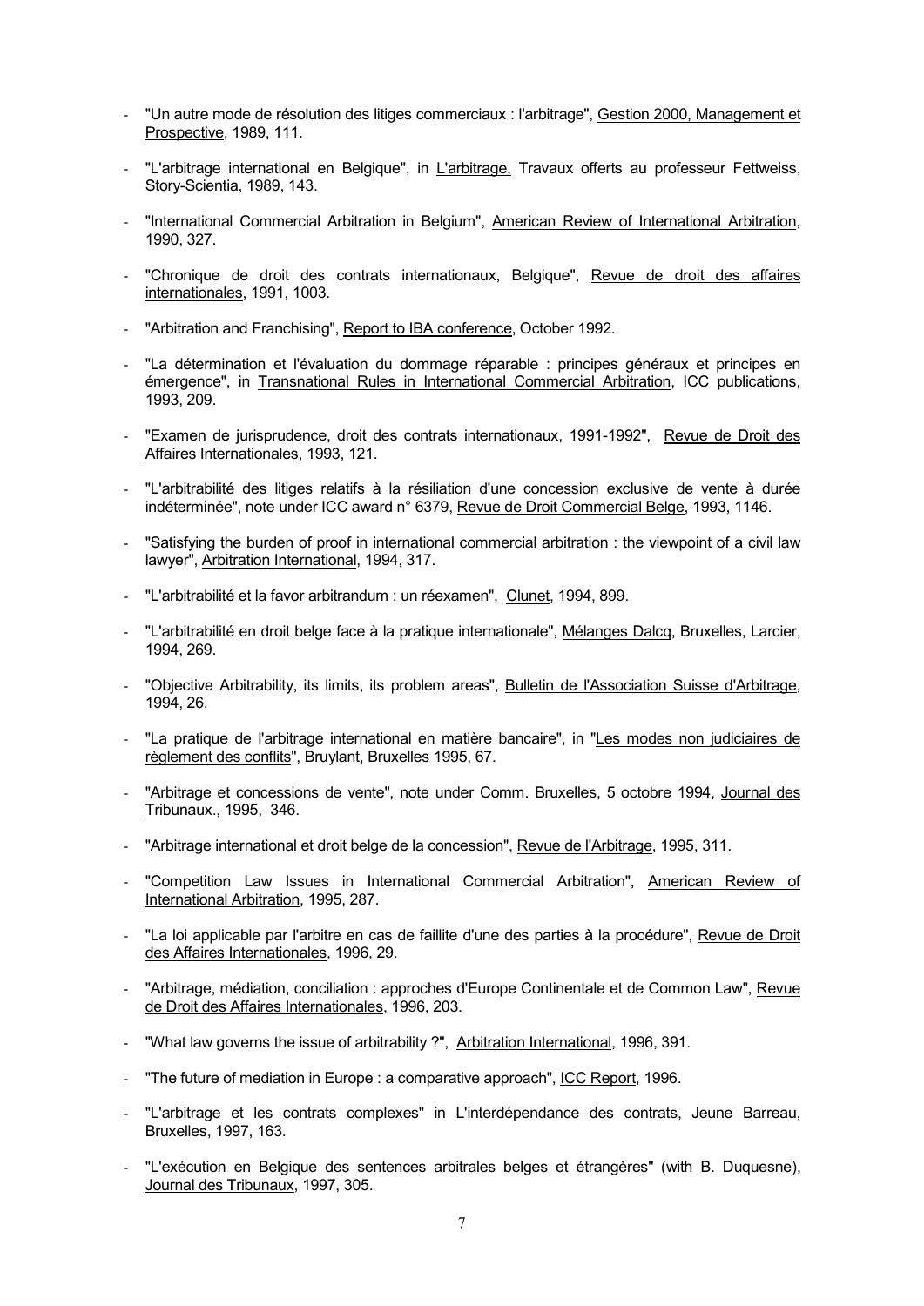- "Un autre mode de résolution des litiges commerciaux : l'arbitrage", Gestion 2000, Management et Prospective, 1989, 111.

- "L'arbitrage international en Belgique", in L'arbitrage, Travaux offerts au professeur Fettweiss, Story-Scientia, 1989, 143.

- "International Commercial Arbitration in Belgium", American Review of International Arbitration, 1990, 327.

- "Chronique de droit des contrats internationaux, Belgique", Revue de droit des affaires internationales, 1991, 1003.

- "Arbitration and Franchising", Report to IBA conference, October 1992.

- "La détermination et l'évaluation du dommage réparable : principes généraux et principes en émergence", in Transnational Rules in International Commercial Arbitration, ICC publications, 1993, 209.

- "Examen de jurisprudence, droit des contrats internationaux, 1991-1992", Revue de Droit des Affaires Internationales, 1993, 121.

- "L'arbitrabilité des litiges relatifs à la résiliation d'une concession exclusive de vente à durée indéterminée", note under ICC award n° 6379, Revue de Droit Commercial Belge, 1993, 1146.

- "Satisfying the burden of proof in international commercial arbitration : the viewpoint of a civil law lawyer", Arbitration International, 1994, 317.

- "L'arbitrabilité et la favor arbitrandum : un réexamen", Clunet, 1994, 899.

- "L'arbitrabilité en droit belge face à la pratique internationale", Mélanges Dalcq, Bruxelles, Larcier, 1994, 269.

- "Objective Arbitrability, its limits, its problem areas", Bulletin de l'Association Suisse d'Arbitrage, 1994, 26.

- "La pratique de l'arbitrage international en matière bancaire", in "Les modes non judiciaires de règlement des conflits", Bruylant, Bruxelles 1995, 67.

- "Arbitrage et concessions de vente", note under Comm. Bruxelles, 5 octobre 1994, Journal des Tribunaux., 1995, 346.

- "Arbitrage international et droit belge de la concession", Revue de l'Arbitrage, 1995, 311.

- "Competition Law Issues in International Commercial Arbitration", American Review of International Arbitration, 1995, 287.

- "La loi applicable par l'arbitre en cas de faillite d'une des parties à la procédure", Revue de Droit des Affaires Internationales, 1996, 29.

- "Arbitrage, médiation, conciliation : approches d'Europe Continentale et de Common Law", Revue de Droit des Affaires Internationales, 1996, 203.

- "What law governs the issue of arbitrability ?", Arbitration International, 1996, 391.

- "The future of mediation in Europe : a comparative approach", ICC Report, 1996.

- "L'arbitrage et les contrats complexes" in L'interdépendance des contrats, Jeune Barreau, Bruxelles, 1997, 163.

- "L'exécution en Belgique des sentences arbitrales belges et étrangères" (with B. Duquesne), Journal des Tribunaux, 1997, 305.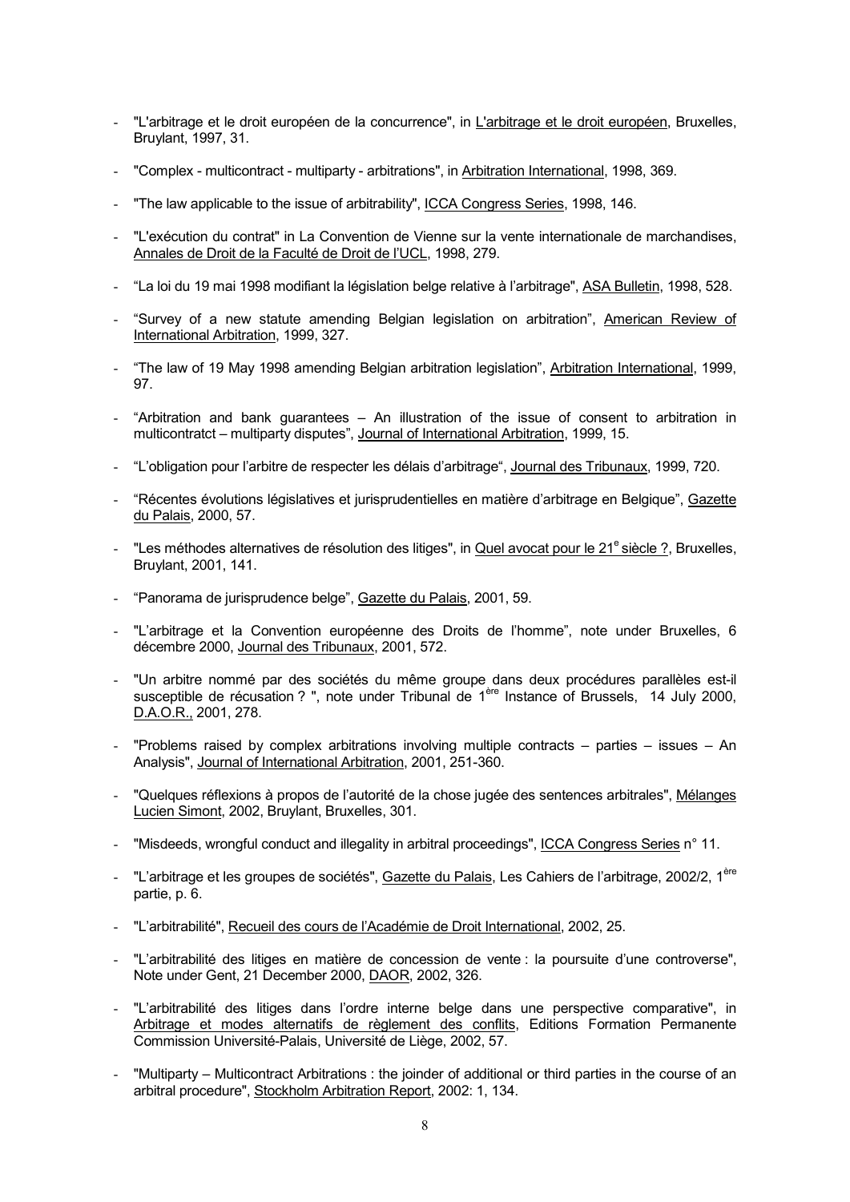- "L'arbitrage et le droit européen de la concurrence", in L'arbitrage et le droit européen, Bruxelles, Bruylant, 1997, 31.

- "Complex - multicontract - multiparty - arbitrations", in Arbitration International, 1998, 369.

- "The law applicable to the issue of arbitrability", ICCA Congress Series, 1998, 146.

- "L'exécution du contrat" in La Convention de Vienne sur la vente internationale de marchandises, Annales de Droit de la Faculté de Droit de l'UCL, 1998, 279.

- "La loi du 19 mai 1998 modifiant la législation belge relative à l'arbitrage", ASA Bulletin, 1998, 528.

- "Survey of a new statute amending Belgian legislation on arbitration", American Review of International Arbitration, 1999, 327.

- "The law of 19 May 1998 amending Belgian arbitration legislation", Arbitration International, 1999, 97.

- "Arbitration and bank guarantees – An illustration of the issue of consent to arbitration in multicontratct – multiparty disputes", Journal of International Arbitration, 1999, 15.

- "L'obligation pour l'arbitre de respecter les délais d'arbitrage", Journal des Tribunaux, 1999, 720.

- "Récentes évolutions législatives et jurisprudentielles en matière d'arbitrage en Belgique", Gazette du Palais, 2000, 57.

- "Les méthodes alternatives de résolution des litiges", in Quel avocat pour le 21e siècle ?, Bruxelles, Bruylant, 2001, 141.

- "Panorama de jurisprudence belge", Gazette du Palais, 2001, 59.

- "L'arbitrage et la Convention européenne des Droits de l'homme", note under Bruxelles, 6 décembre 2000, Journal des Tribunaux, 2001, 572.

- "Un arbitre nommé par des sociétés du même groupe dans deux procédures parallèles est-il susceptible de récusation ? ", note under Tribunal de 1ère Instance of Brussels, 14 July 2000, D.A.O.R., 2001, 278.

- "Problems raised by complex arbitrations involving multiple contracts – parties – issues – An Analysis", Journal of International Arbitration, 2001, 251-360.

- "Quelques réflexions à propos de l'autorité de la chose jugée des sentences arbitrales", Mélanges Lucien Simont, 2002, Bruylant, Bruxelles, 301.

- "Misdeeds, wrongful conduct and illegality in arbitral proceedings", ICCA Congress Series n° 11.

- "L'arbitrage et les groupes de sociétés", Gazette du Palais, Les Cahiers de l'arbitrage, 2002/2, 1ère partie, p. 6.

- "L'arbitrabilité", Recueil des cours de l'Académie de Droit International, 2002, 25.

- "L'arbitrabilité des litiges en matière de concession de vente : la poursuite d'une controverse", Note under Gent, 21 December 2000, DAOR, 2002, 326.

- "L'arbitrabilité des litiges dans l'ordre interne belge dans une perspective comparative", in Arbitrage et modes alternatifs de règlement des conflits, Editions Formation Permanente Commission Université-Palais, Université de Liège, 2002, 57.

- "Multiparty – Multicontract Arbitrations : the joinder of additional or third parties in the course of an arbitral procedure", Stockholm Arbitration Report, 2002: 1, 134.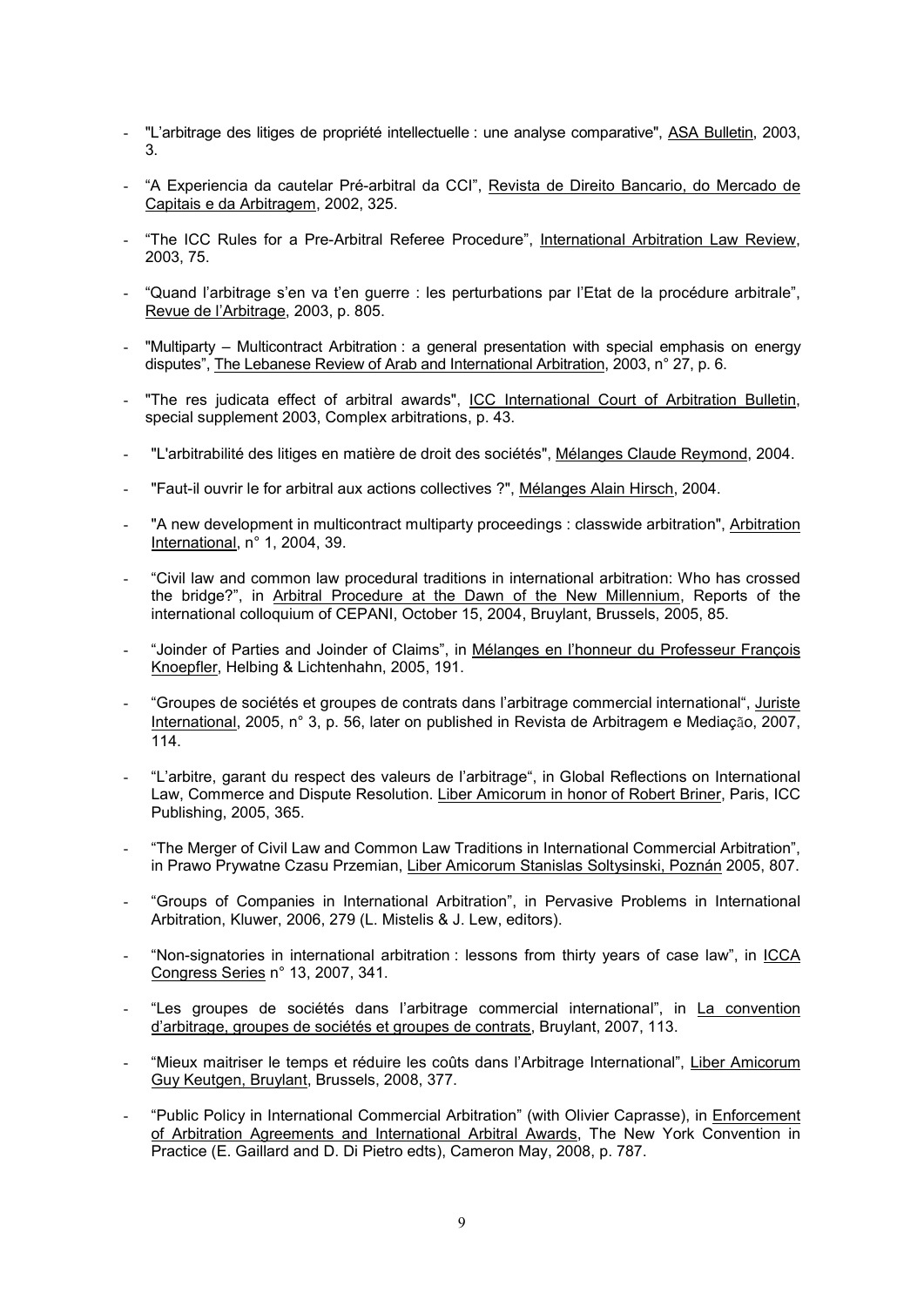- "L'arbitrage des litiges de propriété intellectuelle : une analyse comparative", ASA Bulletin, 2003, 3.

- "A Experiencia da cautelar Pré-arbitral da CCI", Revista de Direito Bancario, do Mercado de Capitais e da Arbitragem, 2002, 325.

- "The ICC Rules for a Pre-Arbitral Referee Procedure", International Arbitration Law Review, 2003, 75.

- "Quand l'arbitrage s'en va t'en guerre : les perturbations par l'Etat de la procédure arbitrale", Revue de l'Arbitrage, 2003, p. 805.

- "Multiparty – Multicontract Arbitration : a general presentation with special emphasis on energy disputes", The Lebanese Review of Arab and International Arbitration, 2003, n° 27, p. 6.

- "The res judicata effect of arbitral awards", ICC International Court of Arbitration Bulletin, special supplement 2003, Complex arbitrations, p. 43.

- "L'arbitrabilité des litiges en matière de droit des sociétés", Mélanges Claude Reymond, 2004.

- "Faut-il ouvrir le for arbitral aux actions collectives ?", Mélanges Alain Hirsch, 2004.

- "A new development in multicontract multiparty proceedings : classwide arbitration", Arbitration International, n° 1, 2004, 39.

- "Civil law and common law procedural traditions in international arbitration: Who has crossed the bridge?", in Arbitral Procedure at the Dawn of the New Millennium, Reports of the international colloquium of CEPANI, October 15, 2004, Bruylant, Brussels, 2005, 85.

- "Joinder of Parties and Joinder of Claims", in Mélanges en l'honneur du Professeur François Knoepfler, Helbing & Lichtenhahn, 2005, 191.

- "Groupes de sociétés et groupes de contrats dans l'arbitrage commercial international", Juriste International, 2005, n° 3, p. 56, later on published in Revista de Arbitragem e Mediação, 2007, 114.

- "L'arbitre, garant du respect des valeurs de l'arbitrage", in Global Reflections on International Law, Commerce and Dispute Resolution. Liber Amicorum in honor of Robert Briner, Paris, ICC Publishing, 2005, 365.

- "The Merger of Civil Law and Common Law Traditions in International Commercial Arbitration", in Prawo Prywatne Czasu Przemian, Liber Amicorum Stanislas Soltysinski, Poznán 2005, 807.

- "Groups of Companies in International Arbitration", in Pervasive Problems in International Arbitration, Kluwer, 2006, 279 (L. Mistelis & J. Lew, editors).

- "Non-signatories in international arbitration : lessons from thirty years of case law", in ICCA Congress Series n° 13, 2007, 341.

- "Les groupes de sociétés dans l'arbitrage commercial international", in La convention d'arbitrage, groupes de sociétés et groupes de contrats, Bruylant, 2007, 113.

- "Mieux maitriser le temps et réduire les coûts dans l'Arbitrage International", Liber Amicorum Guy Keutgen, Bruylant, Brussels, 2008, 377.

- "Public Policy in International Commercial Arbitration" (with Olivier Caprasse), in Enforcement of Arbitration Agreements and International Arbitral Awards, The New York Convention in Practice (E. Gaillard and D. Di Pietro edts), Cameron May, 2008, p. 787.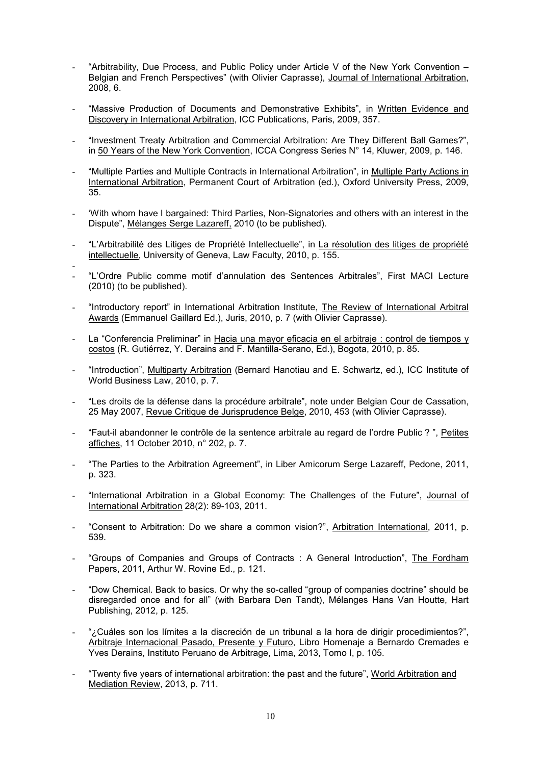- "Arbitrability, Due Process, and Public Policy under Article V of the New York Convention – Belgian and French Perspectives" (with Olivier Caprasse), Journal of International Arbitration, 2008, 6.

- "Massive Production of Documents and Demonstrative Exhibits", in Written Evidence and Discovery in International Arbitration, ICC Publications, Paris, 2009, 357.

- "Investment Treaty Arbitration and Commercial Arbitration: Are They Different Ball Games?", in 50 Years of the New York Convention, ICCA Congress Series N° 14, Kluwer, 2009, p. 146.

- "Multiple Parties and Multiple Contracts in International Arbitration", in Multiple Party Actions in International Arbitration, Permanent Court of Arbitration (ed.), Oxford University Press, 2009, 35.

- 'With whom have I bargained: Third Parties, Non-Signatories and others with an interest in the Dispute", Mélanges Serge Lazareff, 2010 (to be published).

- "L'Arbitrabilité des Litiges de Propriété Intellectuelle", in La résolution des litiges de propriété intellectuelle, University of Geneva, Law Faculty, 2010, p. 155.

-

- "L'Ordre Public comme motif d'annulation des Sentences Arbitrales", First MACI Lecture (2010) (to be published).

- "Introductory report" in International Arbitration Institute, The Review of International Arbitral Awards (Emmanuel Gaillard Ed.), Juris, 2010, p. 7 (with Olivier Caprasse).

- La "Conferencia Preliminar" in Hacia una mayor eficacia en el arbitraje : control de tiempos y costos (R. Gutiérrez, Y. Derains and F. Mantilla-Serano, Ed.), Bogota, 2010, p. 85.

- "Introduction", Multiparty Arbitration (Bernard Hanotiau and E. Schwartz, ed.), ICC Institute of World Business Law, 2010, p. 7.

- "Les droits de la défense dans la procédure arbitrale", note under Belgian Cour de Cassation, 25 May 2007, Revue Critique de Jurisprudence Belge, 2010, 453 (with Olivier Caprasse).

- "Faut-il abandonner le contrôle de la sentence arbitrale au regard de l'ordre Public ? ", Petites affiches, 11 October 2010, n° 202, p. 7.

- "The Parties to the Arbitration Agreement", in Liber Amicorum Serge Lazareff, Pedone, 2011, p. 323.

- "International Arbitration in a Global Economy: The Challenges of the Future", Journal of International Arbitration 28(2): 89-103, 2011.

- "Consent to Arbitration: Do we share a common vision?", Arbitration International, 2011, p. 539.

- "Groups of Companies and Groups of Contracts : A General Introduction", The Fordham Papers, 2011, Arthur W. Rovine Ed., p. 121.

- "Dow Chemical. Back to basics. Or why the so-called "group of companies doctrine" should be disregarded once and for all" (with Barbara Den Tandt), Mélanges Hans Van Houtte, Hart Publishing, 2012, p. 125.

- "¿Cuáles son los límites a la discreción de un tribunal a la hora de dirigir procedimientos?", Arbitraje Internacional Pasado, Presente y Futuro, Libro Homenaje a Bernardo Cremades e Yves Derains, Instituto Peruano de Arbitrage, Lima, 2013, Tomo I, p. 105.

- "Twenty five years of international arbitration: the past and the future", World Arbitration and Mediation Review, 2013, p. 711.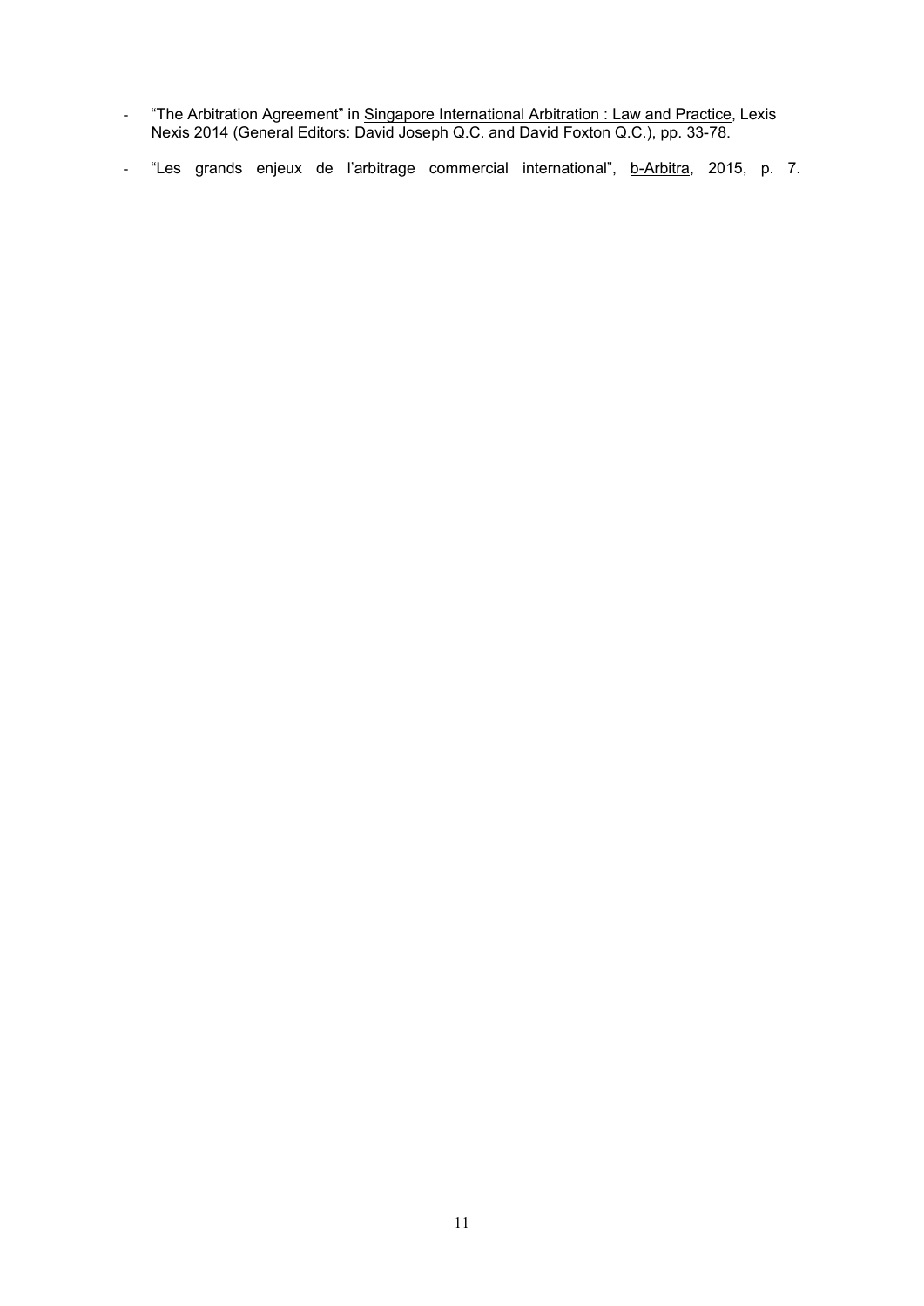- "The Arbitration Agreement" in <u>Singapore International Arbitration : Law and Practice</u>, Lexis Nexis 2014 (General Editors: David Joseph Q.C. and David Foxton Q.C.), pp. 33-78.
- "Les grands enjeux de l'arbitrage commercial international", <u>b-Arbitra</u>, 2015, p. 7.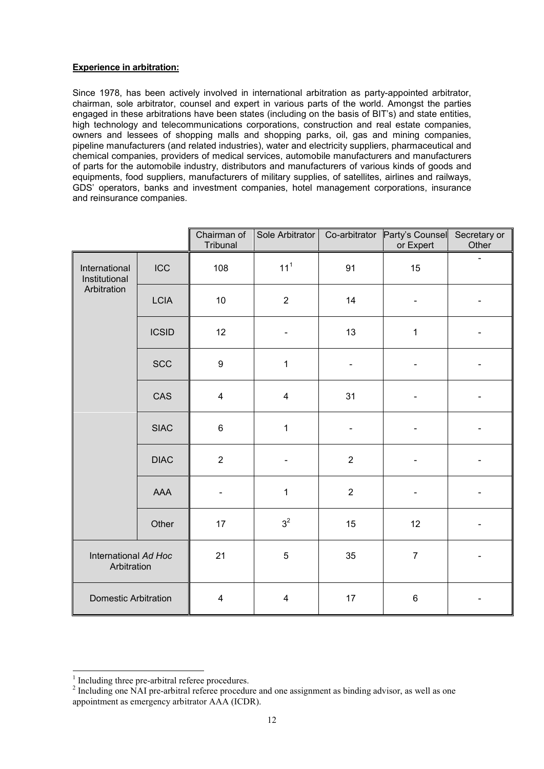**Experience in arbitration:**

Since 1978, has been actively involved in international arbitration as party-appointed arbitrator, chairman, sole arbitrator, counsel and expert in various parts of the world. Amongst the parties engaged in these arbitrations have been states (including on the basis of BIT's) and state entities, high technology and telecommunications corporations, construction and real estate companies, owners and lessees of shopping malls and shopping parks, oil, gas and mining companies, pipeline manufacturers (and related industries), water and electricity suppliers, pharmaceutical and chemical companies, providers of medical services, automobile manufacturers and manufacturers of parts for the automobile industry, distributors and manufacturers of various kinds of goods and equipments, food suppliers, manufacturers of military supplies, of satellites, airlines and railways, GDS' operators, banks and investment companies, hotel management corporations, insurance and reinsurance companies.

| | | Chairman of Tribunal | Sole Arbitrator | Co-arbitrator | Party's Counsel or Expert | Secretary or Other |
|---|---|---|---|---|---|---|
| International Institutional Arbitration | ICC | 108 | 11[1] | 91 | 15 | - |
| | LCIA | 10 | 2 | 14 | - | - |
| | ICSID | 12 | - | 13 | 1 | - |
| | SCC | 9 | 1 | - | - | - |
| | CAS | 4 | 4 | 31 | - | - |
| | SIAC | 6 | 1 | - | - | - |
| | DIAC | 2 | - | 2 | - | - |
| | AAA | - | 1 | 2 | - | - |
| | Other | 17 | 3[2] | 15 | 12 | - |
| International *Ad Hoc* Arbitration | | 21 | 5 | 35 | 7 | - |
| Domestic Arbitration | | 4 | 4 | 17 | 6 | - |

[1] Including three pre-arbitral referee procedures.

[2] Including one NAI pre-arbitral referee procedure and one assignment as binding advisor, as well as one appointment as emergency arbitrator AAA (ICDR).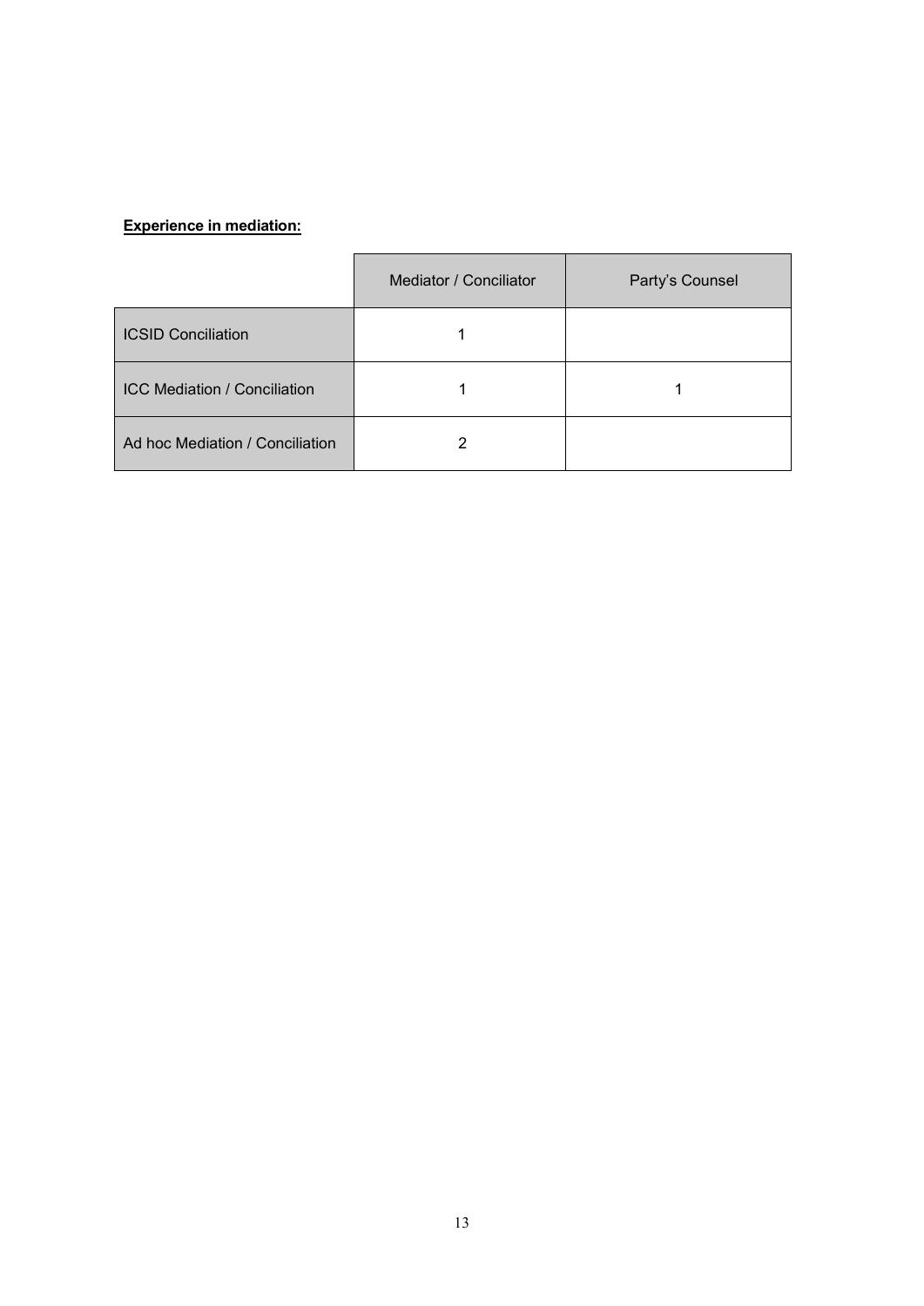**Experience in mediation:**

| | Mediator / Conciliator | Party's Counsel |
| --- | --- | --- |
| ICSID Conciliation | 1 | |
| ICC Mediation / Conciliation | 1 | 1 |
| Ad hoc Mediation / Conciliation | 2 | |